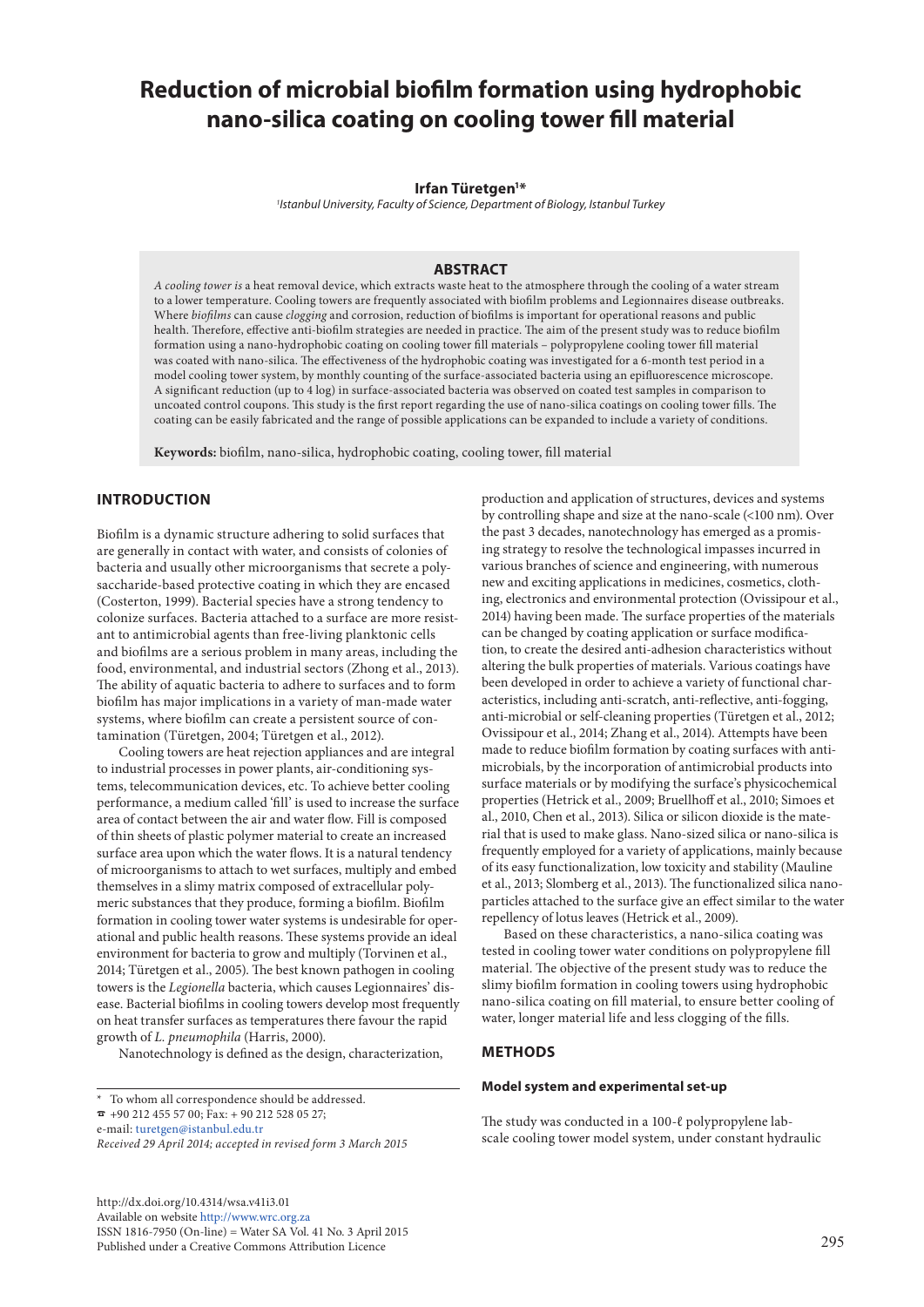# Reduction of microbial biofilm formation using hydrophobic nano-silica coating on cooling tower fill material

**Irfan Türetgen[1]***

[1]*Istanbul University, Faculty of Science, Department of Biology, Istanbul Turkey*

## ABSTRACT

*A cooling tower is* a heat removal device, which extracts waste heat to the atmosphere through the cooling of a water stream to a lower temperature. Cooling towers are frequently associated with biofilm problems and Legionnaires disease outbreaks. Where *biofilms* can cause *clogging* and corrosion, reduction of biofilms is important for operational reasons and public health. Therefore, effective anti-biofilm strategies are needed in practice. The aim of the present study was to reduce biofilm formation using a nano-hydrophobic coating on cooling tower fill materials – polypropylene cooling tower fill material was coated with nano-silica. The effectiveness of the hydrophobic coating was investigated for a 6-month test period in a model cooling tower system, by monthly counting of the surface-associated bacteria using an epifluorescence microscope. A significant reduction (up to 4 log) in surface-associated bacteria was observed on coated test samples in comparison to uncoated control coupons. This study is the first report regarding the use of nano-silica coatings on cooling tower fills. The coating can be easily fabricated and the range of possible applications can be expanded to include a variety of conditions.

**Keywords:** biofilm, nano-silica, hydrophobic coating, cooling tower, fill material

## INTRODUCTION

Biofilm is a dynamic structure adhering to solid surfaces that are generally in contact with water, and consists of colonies of bacteria and usually other microorganisms that secrete a polysaccharide-based protective coating in which they are encased (Costerton, 1999). Bacterial species have a strong tendency to colonize surfaces. Bacteria attached to a surface are more resistant to antimicrobial agents than free-living planktonic cells and biofilms are a serious problem in many areas, including the food, environmental, and industrial sectors (Zhong et al., 2013). The ability of aquatic bacteria to adhere to surfaces and to form biofilm has major implications in a variety of man-made water systems, where biofilm can create a persistent source of contamination (Türetgen, 2004; Türetgen et al., 2012).

Cooling towers are heat rejection appliances and are integral to industrial processes in power plants, air-conditioning systems, telecommunication devices, etc. To achieve better cooling performance, a medium called 'fill' is used to increase the surface area of contact between the air and water flow. Fill is composed of thin sheets of plastic polymer material to create an increased surface area upon which the water flows. It is a natural tendency of microorganisms to attach to wet surfaces, multiply and embed themselves in a slimy matrix composed of extracellular polymeric substances that they produce, forming a biofilm. Biofilm formation in cooling tower water systems is undesirable for operational and public health reasons. These systems provide an ideal environment for bacteria to grow and multiply (Torvinen et al., 2014; Türetgen et al., 2005). The best known pathogen in cooling towers is the *Legionella* bacteria, which causes Legionnaires' disease. Bacterial biofilms in cooling towers develop most frequently on heat transfer surfaces as temperatures there favour the rapid growth of *L. pneumophila* (Harris, 2000).

Nanotechnology is defined as the design, characterization, production and application of structures, devices and systems by controlling shape and size at the nano-scale (<100 nm). Over the past 3 decades, nanotechnology has emerged as a promising strategy to resolve the technological impasses incurred in various branches of science and engineering, with numerous new and exciting applications in medicines, cosmetics, clothing, electronics and environmental protection (Ovissipour et al., 2014) having been made. The surface properties of the materials can be changed by coating application or surface modification, to create the desired anti-adhesion characteristics without altering the bulk properties of materials. Various coatings have been developed in order to achieve a variety of functional characteristics, including anti-scratch, anti-reflective, anti-fogging, anti-microbial or self-cleaning properties (Türetgen et al., 2012; Ovissipour et al., 2014; Zhang et al., 2014). Attempts have been made to reduce biofilm formation by coating surfaces with antimicrobials, by the incorporation of antimicrobial products into surface materials or by modifying the surface's physicochemical properties (Hetrick et al., 2009; Bruellhoff et al., 2010; Simoes et al., 2010, Chen et al., 2013). Silica or silicon dioxide is the material that is used to make glass. Nano-sized silica or nano-silica is frequently employed for a variety of applications, mainly because of its easy functionalization, low toxicity and stability (Mauline et al., 2013; Slomberg et al., 2013). The functionalized silica nanoparticles attached to the surface give an effect similar to the water repellency of lotus leaves (Hetrick et al., 2009).

Based on these characteristics, a nano-silica coating was tested in cooling tower water conditions on polypropylene fill material. The objective of the present study was to reduce the slimy biofilm formation in cooling towers using hydrophobic nano-silica coating on fill material, to ensure better cooling of water, longer material life and less clogging of the fills.

## METHODS

### Model system and experimental set-up

The study was conducted in a 100-ℓ polypropylene lab-scale cooling tower model system, under constant hydraulic

---

\* To whom all correspondence should be addressed.
☎ +90 212 455 57 00; Fax: + 90 212 528 05 27;
e-mail: turetgen@istanbul.edu.tr
*Received 29 April 2014; accepted in revised form 3 March 2015*

http://dx.doi.org/10.4314/wsa.v41i3.01
Available on website http://www.wrc.org.za
ISSN 1816-7950 (On-line) = Water SA Vol. 41 No. 3 April 2015
Published under a Creative Commons Attribution Licence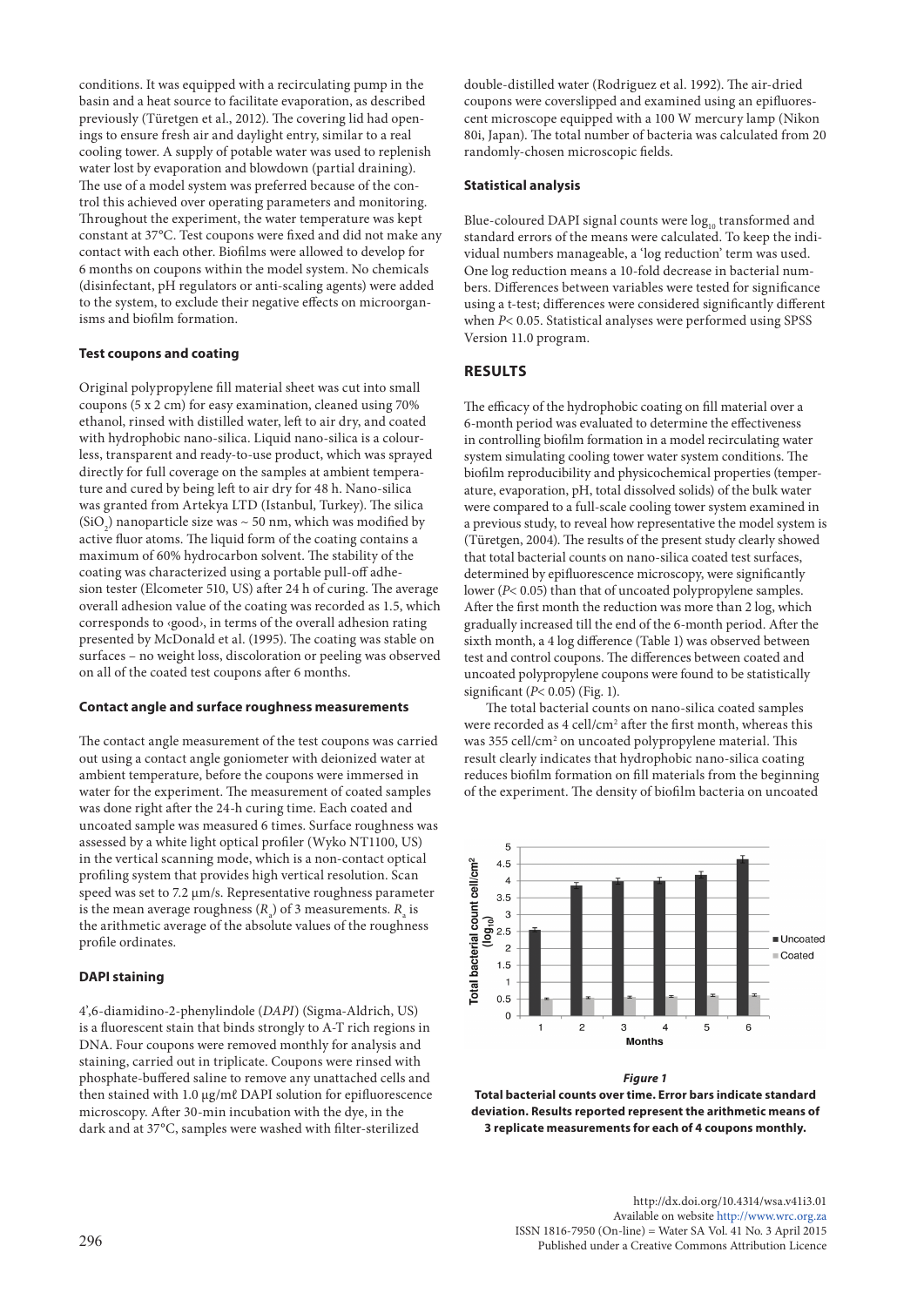conditions. It was equipped with a recirculating pump in the basin and a heat source to facilitate evaporation, as described previously (Türetgen et al., 2012). The covering lid had openings to ensure fresh air and daylight entry, similar to a real cooling tower. A supply of potable water was used to replenish water lost by evaporation and blowdown (partial draining). The use of a model system was preferred because of the control this achieved over operating parameters and monitoring. Throughout the experiment, the water temperature was kept constant at 37°C. Test coupons were fixed and did not make any contact with each other. Biofilms were allowed to develop for 6 months on coupons within the model system. No chemicals (disinfectant, pH regulators or anti-scaling agents) were added to the system, to exclude their negative effects on microorganisms and biofilm formation.

### Test coupons and coating

Original polypropylene fill material sheet was cut into small coupons (5 x 2 cm) for easy examination, cleaned using 70% ethanol, rinsed with distilled water, left to air dry, and coated with hydrophobic nano-silica. Liquid nano-silica is a colourless, transparent and ready-to-use product, which was sprayed directly for full coverage on the samples at ambient temperature and cured by being left to air dry for 48 h. Nano-silica was granted from Artekya LTD (Istanbul, Turkey). The silica ($SiO_2$) nanoparticle size was ~ 50 nm, which was modified by active fluor atoms. The liquid form of the coating contains a maximum of 60% hydrocarbon solvent. The stability of the coating was characterized using a portable pull-off adhesion tester (Elcometer 510, US) after 24 h of curing. The average overall adhesion value of the coating was recorded as 1.5, which corresponds to ‹good›, in terms of the overall adhesion rating presented by McDonald et al. (1995). The coating was stable on surfaces – no weight loss, discoloration or peeling was observed on all of the coated test coupons after 6 months.

### Contact angle and surface roughness measurements

The contact angle measurement of the test coupons was carried out using a contact angle goniometer with deionized water at ambient temperature, before the coupons were immersed in water for the experiment. The measurement of coated samples was done right after the 24-h curing time. Each coated and uncoated sample was measured 6 times. Surface roughness was assessed by a white light optical profiler (Wyko NT1100, US) in the vertical scanning mode, which is a non-contact optical profiling system that provides high vertical resolution. Scan speed was set to 7.2 µm/s. Representative roughness parameter is the mean average roughness ($R_a$) of 3 measurements. $R_a$ is the arithmetic average of the absolute values of the roughness profile ordinates.

### DAPI staining

4',6-diamidino-2-phenylindole (*DAPI*) (Sigma-Aldrich, US) is a fluorescent stain that binds strongly to A-T rich regions in DNA. Four coupons were removed monthly for analysis and staining, carried out in triplicate. Coupons were rinsed with phosphate-buffered saline to remove any unattached cells and then stained with 1.0 µg/mℓ DAPI solution for epifluorescence microscopy. After 30-min incubation with the dye, in the dark and at 37°C, samples were washed with filter-sterilized double-distilled water (Rodriguez et al. 1992). The air-dried coupons were coverslipped and examined using an epifluorescent microscope equipped with a 100 W mercury lamp (Nikon 80i, Japan). The total number of bacteria was calculated from 20 randomly-chosen microscopic fields.

### Statistical analysis

Blue-coloured DAPI signal counts were $\log_{10}$ transformed and standard errors of the means were calculated. To keep the individual numbers manageable, a 'log reduction' term was used. One log reduction means a 10-fold decrease in bacterial numbers. Differences between variables were tested for significance using a t-test; differences were considered significantly different when $P < 0.05$. Statistical analyses were performed using SPSS Version 11.0 program.

## RESULTS

The efficacy of the hydrophobic coating on fill material over a 6-month period was evaluated to determine the effectiveness in controlling biofilm formation in a model recirculating water system simulating cooling tower water system conditions. The biofilm reproducibility and physicochemical properties (temperature, evaporation, pH, total dissolved solids) of the bulk water were compared to a full-scale cooling tower system examined in a previous study, to reveal how representative the model system is (Türetgen, 2004). The results of the present study clearly showed that total bacterial counts on nano-silica coated test surfaces, determined by epifluorescence microscopy, were significantly lower ($P < 0.05$) than that of uncoated polypropylene samples. After the first month the reduction was more than 2 log, which gradually increased till the end of the 6-month period. After the sixth month, a 4 log difference (Table 1) was observed between test and control coupons. The differences between coated and uncoated polypropylene coupons were found to be statistically significant ($P < 0.05$) (Fig. 1).

The total bacterial counts on nano-silica coated samples were recorded as 4 cell/$cm^2$ after the first month, whereas this was 355 cell/$cm^2$ on uncoated polypropylene material. This result clearly indicates that hydrophobic nano-silica coating reduces biofilm formation on fill materials from the beginning of the experiment. The density of biofilm bacteria on uncoated

***Figure 1***

**Total bacterial counts over time. Error bars indicate standard deviation. Results reported represent the arithmetic means of 3 replicate measurements for each of 4 coupons monthly.**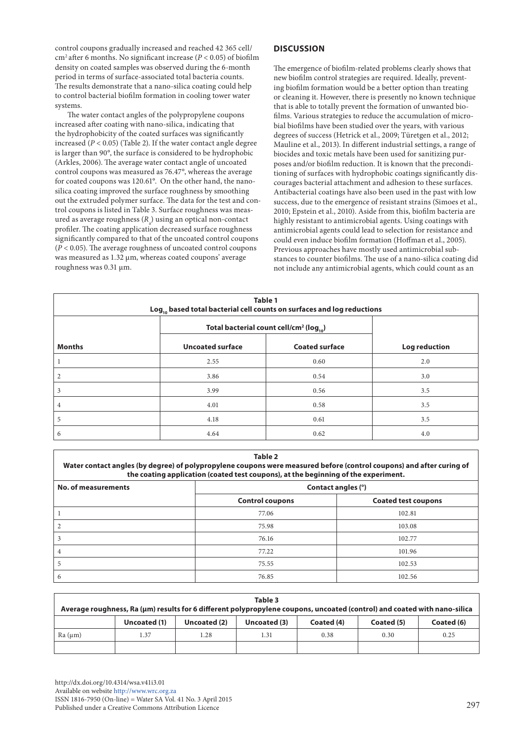control coupons gradually increased and reached 42 365 cell/cm$^2$ after 6 months. No significant increase ($P < 0.05$) of biofilm density on coated samples was observed during the 6-month period in terms of surface-associated total bacteria counts. The results demonstrate that a nano-silica coating could help to control bacterial biofilm formation in cooling tower water systems.

The water contact angles of the polypropylene coupons increased after coating with nano-silica, indicating that the hydrophobicity of the coated surfaces was significantly increased ($P < 0.05$) (Table 2). If the water contact angle degree is larger than 90°, the surface is considered to be hydrophobic (Arkles, 2006). The average water contact angle of uncoated control coupons was measured as 76.47°, whereas the average for coated coupons was 120.61°. On the other hand, the nano-silica coating improved the surface roughness by smoothing out the extruded polymer surface. The data for the test and control coupons is listed in Table 3. Surface roughness was measured as average roughness ($R_a$) using an optical non-contact profiler. The coating application decreased surface roughness significantly compared to that of the uncoated control coupons ($P < 0.05$). The average roughness of uncoated control coupons was measured as 1.32 µm, whereas coated coupons' average roughness was 0.31 µm.

## DISCUSSION

The emergence of biofilm-related problems clearly shows that new biofilm control strategies are required. Ideally, preventing biofilm formation would be a better option than treating or cleaning it. However, there is presently no known technique that is able to totally prevent the formation of unwanted biofilms. Various strategies to reduce the accumulation of microbial biofilms have been studied over the years, with various degrees of success (Hetrick et al., 2009; Türetgen et al., 2012; Mauline et al., 2013). In different industrial settings, a range of biocides and toxic metals have been used for sanitizing purposes and/or biofilm reduction. It is known that the preconditioning of surfaces with hydrophobic coatings significantly discourages bacterial attachment and adhesion to these surfaces. Antibacterial coatings have also been used in the past with low success, due to the emergence of resistant strains (Simoes et al., 2010; Epstein et al., 2010). Aside from this, biofilm bacteria are highly resistant to antimicrobial agents. Using coatings with antimicrobial agents could lead to selection for resistance and could even induce biofilm formation (Hoffman et al., 2005). Previous approaches have mostly used antimicrobial substances to counter biofilms. The use of a nano-silica coating did not include any antimicrobial agents, which could count as an

**Table 1**
**$Log_{10}$ based total bacterial cell counts on surfaces and log reductions**

| | Total bacterial count cell/cm$^2$ ($log_{10}$) | | |
|---|---|---|---|
| **Months** | **Uncoated surface** | **Coated surface** | **Log reduction** |
| 1 | 2.55 | 0.60 | 2.0 |
| 2 | 3.86 | 0.54 | 3.0 |
| 3 | 3.99 | 0.56 | 3.5 |
| 4 | 4.01 | 0.58 | 3.5 |
| 5 | 4.18 | 0.61 | 3.5 |
| 6 | 4.64 | 0.62 | 4.0 |

**Table 2**
**Water contact angles (by degree) of polypropylene coupons were measured before (control coupons) and after curing of the coating application (coated test coupons), at the beginning of the experiment.**

| No. of measurements | Contact angles (°) | |
|---|---|---|
| | **Control coupons** | **Coated test coupons** |
| 1 | 77.06 | 102.81 |
| 2 | 75.98 | 103.08 |
| 3 | 76.16 | 102.77 |
| 4 | 77.22 | 101.96 |
| 5 | 75.55 | 102.53 |
| 6 | 76.85 | 102.56 |

**Table 3**
**Average roughness, Ra (µm) results for 6 different polypropylene coupons, uncoated (control) and coated with nano-silica**

| | Uncoated (1) | Uncoated (2) | Uncoated (3) | Coated (4) | Coated (5) | Coated (6) |
|---|---|---|---|---|---|---|
| Ra (µm) | 1.37 | 1.28 | 1.31 | 0.38 | 0.30 | 0.25 |
| | | | | | | |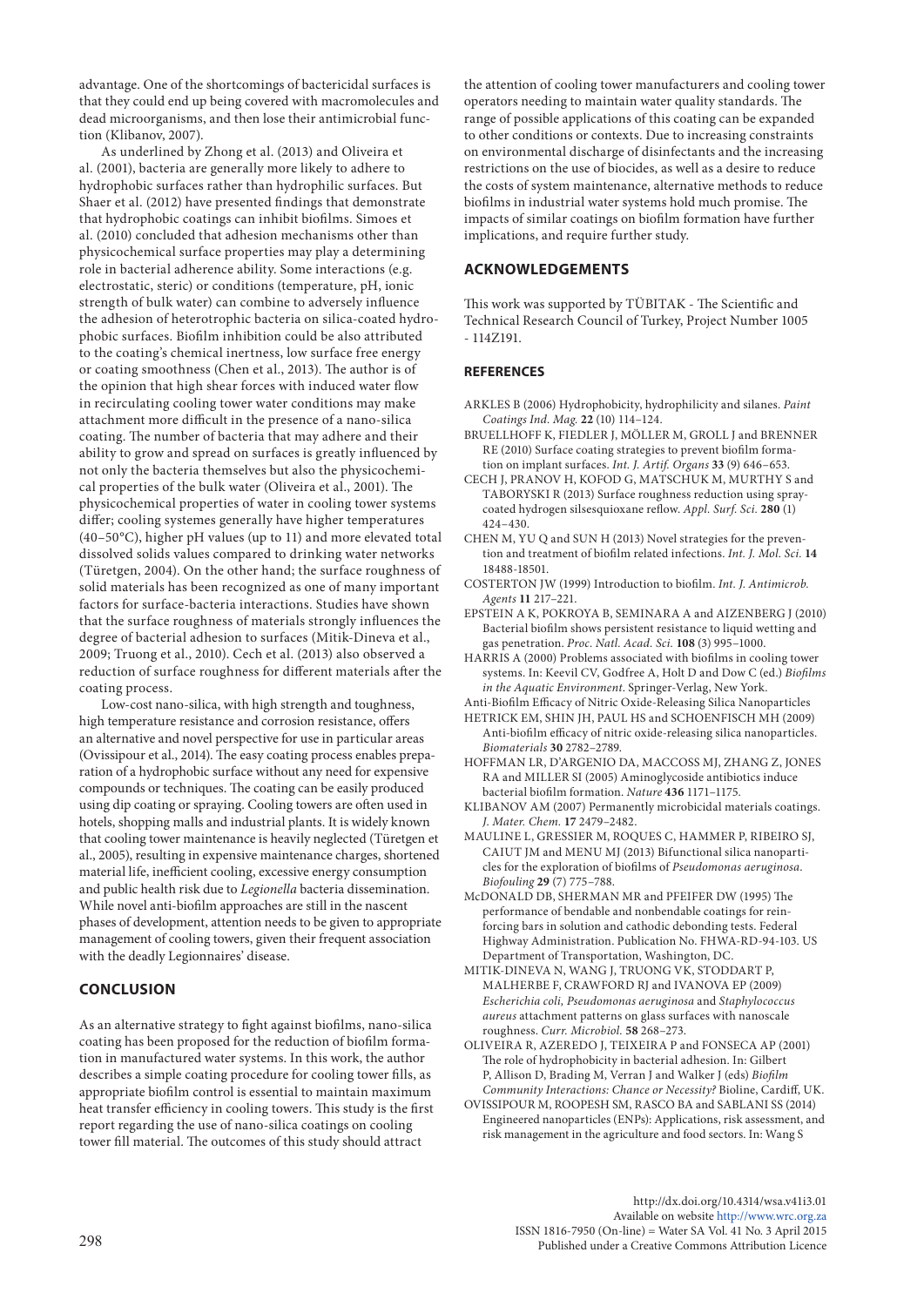advantage. One of the shortcomings of bactericidal surfaces is that they could end up being covered with macromolecules and dead microorganisms, and then lose their antimicrobial function (Klibanov, 2007).

As underlined by Zhong et al. (2013) and Oliveira et al. (2001), bacteria are generally more likely to adhere to hydrophobic surfaces rather than hydrophilic surfaces. But Shaer et al. (2012) have presented findings that demonstrate that hydrophobic coatings can inhibit biofilms. Simoes et al. (2010) concluded that adhesion mechanisms other than physicochemical surface properties may play a determining role in bacterial adherence ability. Some interactions (e.g. electrostatic, steric) or conditions (temperature, pH, ionic strength of bulk water) can combine to adversely influence the adhesion of heterotrophic bacteria on silica-coated hydrophobic surfaces. Biofilm inhibition could be also attributed to the coating's chemical inertness, low surface free energy or coating smoothness (Chen et al., 2013). The author is of the opinion that high shear forces with induced water flow in recirculating cooling tower water conditions may make attachment more difficult in the presence of a nano-silica coating. The number of bacteria that may adhere and their ability to grow and spread on surfaces is greatly influenced by not only the bacteria themselves but also the physicochemical properties of the bulk water (Oliveira et al., 2001). The physicochemical properties of water in cooling tower systems differ; cooling systemes generally have higher temperatures (40–50°C), higher pH values (up to 11) and more elevated total dissolved solids values compared to drinking water networks (Türetgen, 2004). On the other hand; the surface roughness of solid materials has been recognized as one of many important factors for surface-bacteria interactions. Studies have shown that the surface roughness of materials strongly influences the degree of bacterial adhesion to surfaces (Mitik-Dineva et al., 2009; Truong et al., 2010). Cech et al. (2013) also observed a reduction of surface roughness for different materials after the coating process.

Low-cost nano-silica, with high strength and toughness, high temperature resistance and corrosion resistance, offers an alternative and novel perspective for use in particular areas (Ovissipour et al., 2014). The easy coating process enables preparation of a hydrophobic surface without any need for expensive compounds or techniques. The coating can be easily produced using dip coating or spraying. Cooling towers are often used in hotels, shopping malls and industrial plants. It is widely known that cooling tower maintenance is heavily neglected (Türetgen et al., 2005), resulting in expensive maintenance charges, shortened material life, inefficient cooling, excessive energy consumption and public health risk due to *Legionella* bacteria dissemination. While novel anti-biofilm approaches are still in the nascent phases of development, attention needs to be given to appropriate management of cooling towers, given their frequent association with the deadly Legionnaires' disease.

## CONCLUSION

As an alternative strategy to fight against biofilms, nano-silica coating has been proposed for the reduction of biofilm formation in manufactured water systems. In this work, the author describes a simple coating procedure for cooling tower fills, as appropriate biofilm control is essential to maintain maximum heat transfer efficiency in cooling towers. This study is the first report regarding the use of nano-silica coatings on cooling tower fill material. The outcomes of this study should attract the attention of cooling tower manufacturers and cooling tower operators needing to maintain water quality standards. The range of possible applications of this coating can be expanded to other conditions or contexts. Due to increasing constraints on environmental discharge of disinfectants and the increasing restrictions on the use of biocides, as well as a desire to reduce the costs of system maintenance, alternative methods to reduce biofilms in industrial water systems hold much promise. The impacts of similar coatings on biofilm formation have further implications, and require further study.

## ACKNOWLEDGEMENTS

This work was supported by TÜBITAK - The Scientific and Technical Research Council of Turkey, Project Number 1005 - 114Z191.

## REFERENCES

ARKLES B (2006) Hydrophobicity, hydrophilicity and silanes. *Paint Coatings Ind. Mag.* **22** (10) 114–124.

BRUELLHOFF K, FIEDLER J, MÖLLER M, GROLL J and BRENNER RE (2010) Surface coating strategies to prevent biofilm formation on implant surfaces. *Int. J. Artif. Organs* **33** (9) 646–653.

CECH J, PRANOV H, KOFOD G, MATSCHUK M, MURTHY S and TABORYSKI R (2013) Surface roughness reduction using spray-coated hydrogen silsesquioxane reflow. *Appl. Surf. Sci.* **280** (1) 424–430.

CHEN M, YU Q and SUN H (2013) Novel strategies for the prevention and treatment of biofilm related infections. *Int. J. Mol. Sci.* **14** 18488-18501.

COSTERTON JW (1999) Introduction to biofilm. *Int. J. Antimicrob. Agents* **11** 217–221.

EPSTEIN A K, POKROYA B, SEMINARA A and AIZENBERG J (2010) Bacterial biofilm shows persistent resistance to liquid wetting and gas penetration. *Proc. Natl. Acad. Sci.* **108** (3) 995–1000.

HARRIS A (2000) Problems associated with biofilms in cooling tower systems. In: Keevil CV, Godfree A, Holt D and Dow C (ed.) *Biofilms in the Aquatic Environment*. Springer-Verlag, New York.

Anti-Biofilm Efficacy of Nitric Oxide-Releasing Silica Nanoparticles

HETRICK EM, SHIN JH, PAUL HS and SCHOENFISCH MH (2009) Anti-biofilm efficacy of nitric oxide-releasing silica nanoparticles. *Biomaterials* **30** 2782–2789.

HOFFMAN LR, D'ARGENIO DA, MACCOSS MJ, ZHANG Z, JONES RA and MILLER SI (2005) Aminoglycoside antibiotics induce bacterial biofilm formation. *Nature* **436** 1171–1175.

KLIBANOV AM (2007) Permanently microbicidal materials coatings. *J. Mater. Chem.* **17** 2479–2482.

MAULINE L, GRESSIER M, ROQUES C, HAMMER P, RIBEIRO SJ, CAIUT JM and MENU MJ (2013) Bifunctional silica nanoparticles for the exploration of biofilms of *Pseudomonas aeruginosa*. *Biofouling* **29** (7) 775–788.

McDONALD DB, SHERMAN MR and PFEIFER DW (1995) The performance of bendable and nonbendable coatings for reinforcing bars in solution and cathodic debonding tests. Federal Highway Administration. Publication No. FHWA-RD-94-103. US Department of Transportation, Washington, DC.

MITIK-DINEVA N, WANG J, TRUONG VK, STODDART P, MALHERBE F, CRAWFORD RJ and IVANOVA EP (2009) *Escherichia coli, Pseudomonas aeruginosa* and *Staphylococcus aureus* attachment patterns on glass surfaces with nanoscale roughness. *Curr. Microbiol.* **58** 268–273.

OLIVEIRA R, AZEREDO J, TEIXEIRA P and FONSECA AP (2001) The role of hydrophobicity in bacterial adhesion. In: Gilbert P, Allison D, Brading M, Verran J and Walker J (eds) *Biofilm Community Interactions: Chance or Necessity?* Bioline, Cardiff, UK.

OVISSIPOUR M, ROOPESH SM, RASCO BA and SABLANI SS (2014) Engineered nanoparticles (ENPs): Applications, risk assessment, and risk management in the agriculture and food sectors. In: Wang S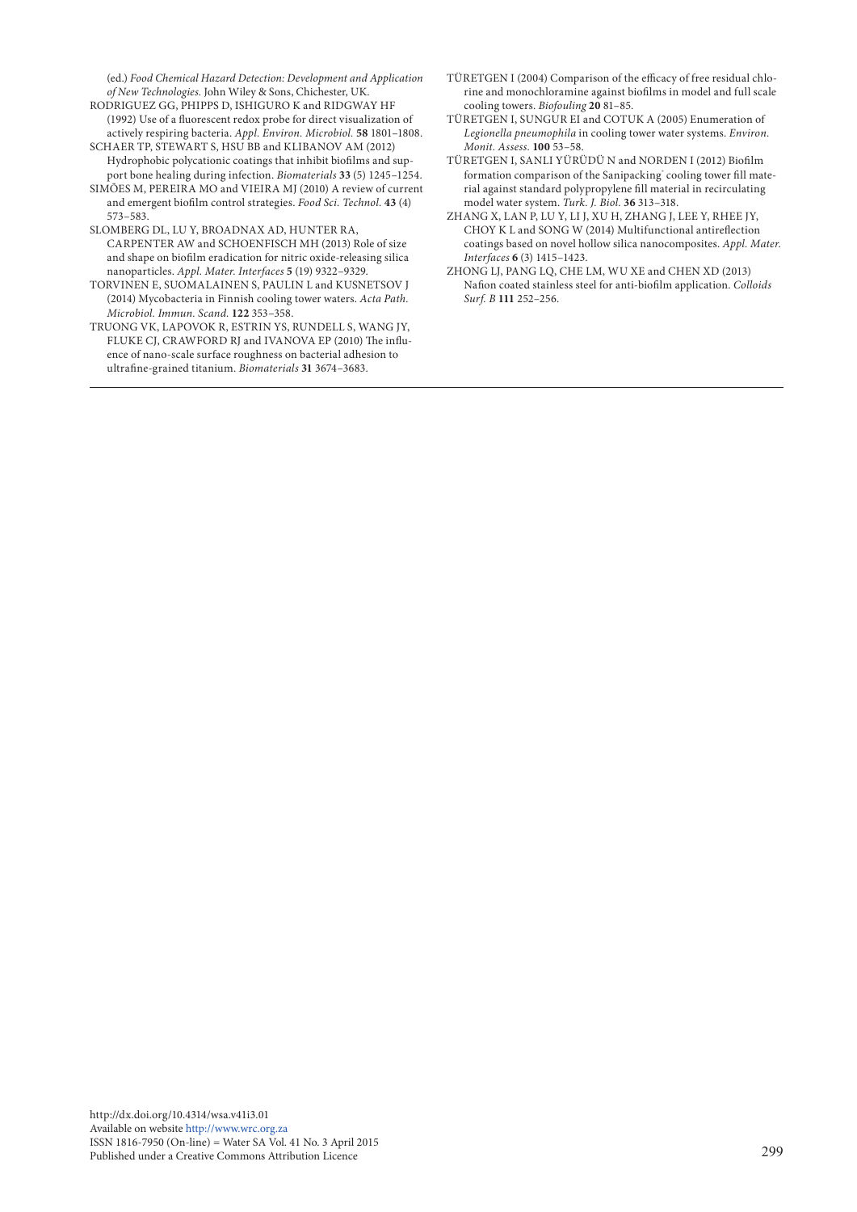(ed.) *Food Chemical Hazard Detection: Development and Application of New Technologies.* John Wiley & Sons, Chichester, UK.

RODRIGUEZ GG, PHIPPS D, ISHIGURO K and RIDGWAY HF (1992) Use of a fluorescent redox probe for direct visualization of actively respiring bacteria. *Appl. Environ. Microbiol.* **58** 1801–1808.

SCHAER TP, STEWART S, HSU BB and KLIBANOV AM (2012) Hydrophobic polycationic coatings that inhibit biofilms and support bone healing during infection. *Biomaterials* **33** (5) 1245–1254.

SIMÕES M, PEREIRA MO and VIEIRA MJ (2010) A review of current and emergent biofilm control strategies. *Food Sci. Technol.* **43** (4) 573–583.

SLOMBERG DL, LU Y, BROADNAX AD, HUNTER RA, CARPENTER AW and SCHOENFISCH MH (2013) Role of size and shape on biofilm eradication for nitric oxide-releasing silica nanoparticles. *Appl. Mater. Interfaces* **5** (19) 9322–9329.

TORVINEN E, SUOMALAINEN S, PAULIN L and KUSNETSOV J (2014) Mycobacteria in Finnish cooling tower waters. *Acta Path. Microbiol. Immun. Scand.* **122** 353–358.

TRUONG VK, LAPOVOK R, ESTRIN YS, RUNDELL S, WANG JY, FLUKE CJ, CRAWFORD RJ and IVANOVA EP (2010) The influence of nano-scale surface roughness on bacterial adhesion to ultrafine-grained titanium. *Biomaterials* **31** 3674–3683.

TÜRETGEN I (2004) Comparison of the efficacy of free residual chlorine and monochloramine against biofilms in model and full scale cooling towers. *Biofouling* **20** 81–85.

TÜRETGEN I, SUNGUR EI and COTUK A (2005) Enumeration of *Legionella pneumophila* in cooling tower water systems. *Environ. Monit. Assess.* **100** 53–58.

TÜRETGEN I, SANLI YÜRÜDÜ N and NORDEN I (2012) Biofilm formation comparison of the Sanipacking® cooling tower fill material against standard polypropylene fill material in recirculating model water system. *Turk. J. Biol.* **36** 313–318.

ZHANG X, LAN P, LU Y, LI J, XU H, ZHANG J, LEE Y, RHEE JY, CHOY K L and SONG W (2014) Multifunctional antireflection coatings based on novel hollow silica nanocomposites. *Appl. Mater. Interfaces* **6** (3) 1415–1423.

ZHONG LJ, PANG LQ, CHE LM, WU XE and CHEN XD (2013) Nafion coated stainless steel for anti-biofilm application. *Colloids Surf. B* **111** 252–256.